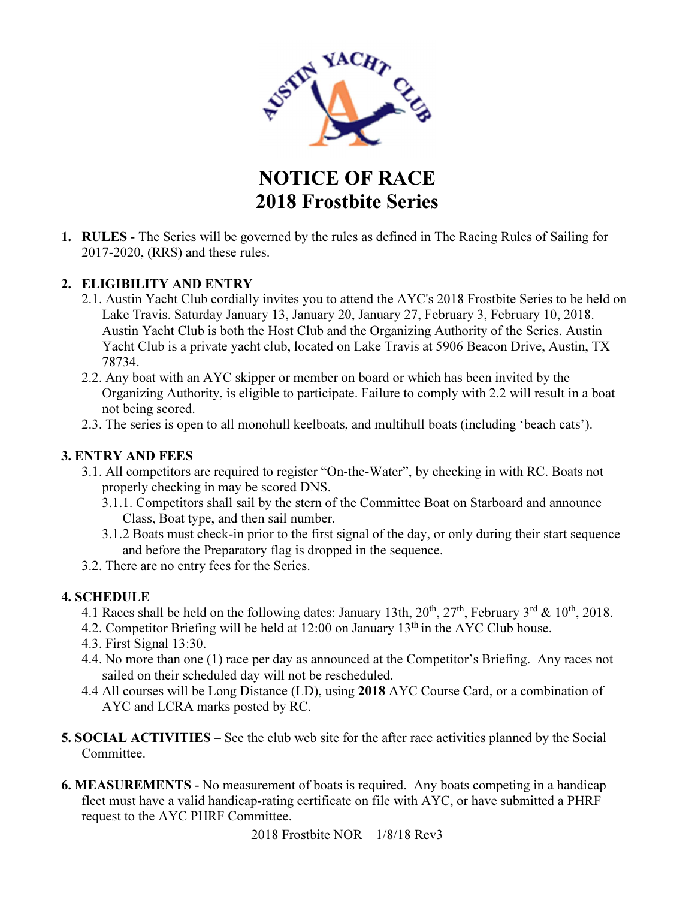# NOTICE OF RACE
# 2018 Frostbite Series

1. **RULES** - The Series will be governed by the rules as defined in The Racing Rules of Sailing for 2017-2020, (RRS) and these rules.

2. **ELIGIBILITY AND ENTRY**
   - 2.1. Austin Yacht Club cordially invites you to attend the AYC's 2018 Frostbite Series to be held on Lake Travis. Saturday January 13, January 20, January 27, February 3, February 10, 2018. Austin Yacht Club is both the Host Club and the Organizing Authority of the Series. Austin Yacht Club is a private yacht club, located on Lake Travis at 5906 Beacon Drive, Austin, TX 78734.
   - 2.2. Any boat with an AYC skipper or member on board or which has been invited by the Organizing Authority, is eligible to participate. Failure to comply with 2.2 will result in a boat not being scored.
   - 2.3. The series is open to all monohull keelboats, and multihull boats (including 'beach cats').

**3. ENTRY AND FEES**

- 3.1. All competitors are required to register "On-the-Water", by checking in with RC. Boats not properly checking in may be scored DNS.
  - 3.1.1. Competitors shall sail by the stern of the Committee Boat on Starboard and announce Class, Boat type, and then sail number.
  - 3.1.2 Boats must check-in prior to the first signal of the day, or only during their start sequence and before the Preparatory flag is dropped in the sequence.
- 3.2. There are no entry fees for the Series.

**4. SCHEDULE**

- 4.1 Races shall be held on the following dates: January 13th, 20th, 27th, February 3rd & 10th, 2018.
- 4.2. Competitor Briefing will be held at 12:00 on January 13th in the AYC Club house.
- 4.3. First Signal 13:30.
- 4.4. No more than one (1) race per day as announced at the Competitor's Briefing. Any races not sailed on their scheduled day will not be rescheduled.
- 4.4 All courses will be Long Distance (LD), using **2018** AYC Course Card, or a combination of AYC and LCRA marks posted by RC.

**5. SOCIAL ACTIVITIES** – See the club web site for the after race activities planned by the Social Committee.

**6. MEASUREMENTS** - No measurement of boats is required. Any boats competing in a handicap fleet must have a valid handicap-rating certificate on file with AYC, or have submitted a PHRF request to the AYC PHRF Committee.

2018 Frostbite NOR 1/8/18 Rev3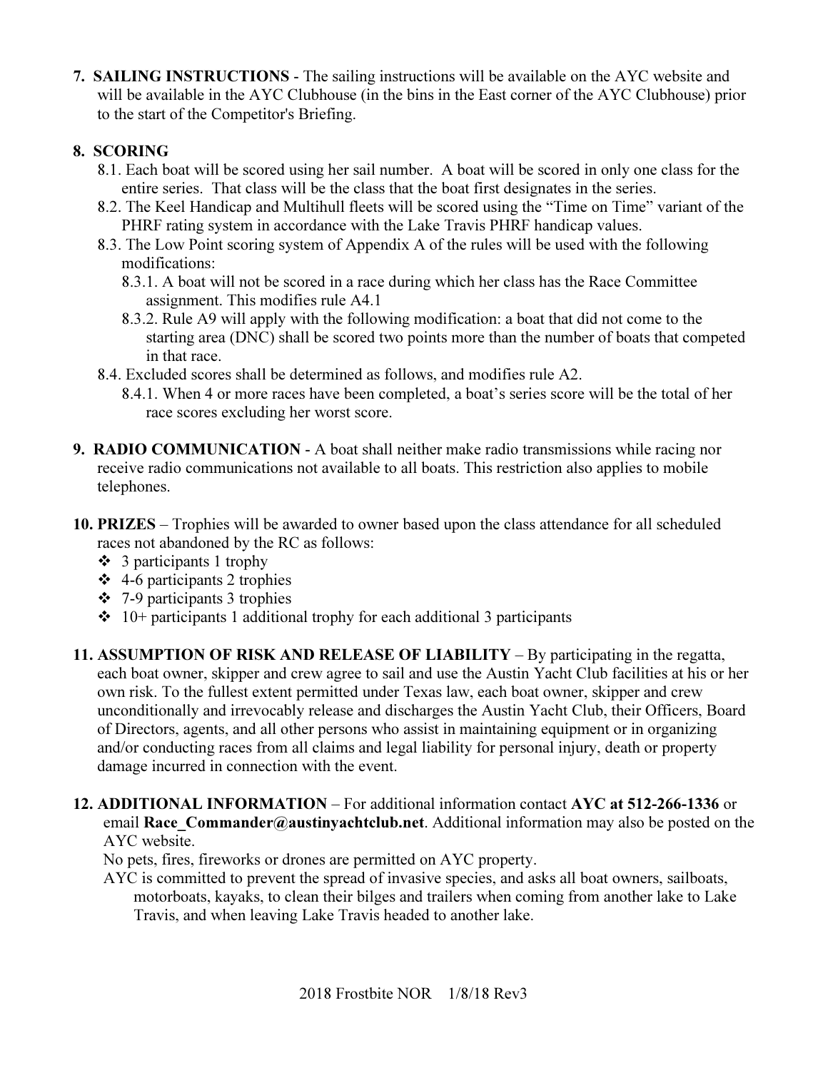**7. SAILING INSTRUCTIONS** - The sailing instructions will be available on the AYC website and will be available in the AYC Clubhouse (in the bins in the East corner of the AYC Clubhouse) prior to the start of the Competitor's Briefing.

**8. SCORING**

8.1. Each boat will be scored using her sail number. A boat will be scored in only one class for the entire series. That class will be the class that the boat first designates in the series.

8.2. The Keel Handicap and Multihull fleets will be scored using the "Time on Time" variant of the PHRF rating system in accordance with the Lake Travis PHRF handicap values.

8.3. The Low Point scoring system of Appendix A of the rules will be used with the following modifications:

8.3.1. A boat will not be scored in a race during which her class has the Race Committee assignment. This modifies rule A4.1

8.3.2. Rule A9 will apply with the following modification: a boat that did not come to the starting area (DNC) shall be scored two points more than the number of boats that competed in that race.

8.4. Excluded scores shall be determined as follows, and modifies rule A2.

8.4.1. When 4 or more races have been completed, a boat's series score will be the total of her race scores excluding her worst score.

**9. RADIO COMMUNICATION** - A boat shall neither make radio transmissions while racing nor receive radio communications not available to all boats. This restriction also applies to mobile telephones.

**10. PRIZES** – Trophies will be awarded to owner based upon the class attendance for all scheduled races not abandoned by the RC as follows:

- 3 participants 1 trophy
- 4-6 participants 2 trophies
- 7-9 participants 3 trophies
- 10+ participants 1 additional trophy for each additional 3 participants

**11. ASSUMPTION OF RISK AND RELEASE OF LIABILITY** – By participating in the regatta, each boat owner, skipper and crew agree to sail and use the Austin Yacht Club facilities at his or her own risk. To the fullest extent permitted under Texas law, each boat owner, skipper and crew unconditionally and irrevocably release and discharges the Austin Yacht Club, their Officers, Board of Directors, agents, and all other persons who assist in maintaining equipment or in organizing and/or conducting races from all claims and legal liability for personal injury, death or property damage incurred in connection with the event.

**12. ADDITIONAL INFORMATION** – For additional information contact **AYC at 512-266-1336** or email **Race_Commander@austinyachtclub.net**. Additional information may also be posted on the AYC website.

No pets, fires, fireworks or drones are permitted on AYC property.

AYC is committed to prevent the spread of invasive species, and asks all boat owners, sailboats, motorboats, kayaks, to clean their bilges and trailers when coming from another lake to Lake Travis, and when leaving Lake Travis headed to another lake.

2018 Frostbite NOR 1/8/18 Rev3